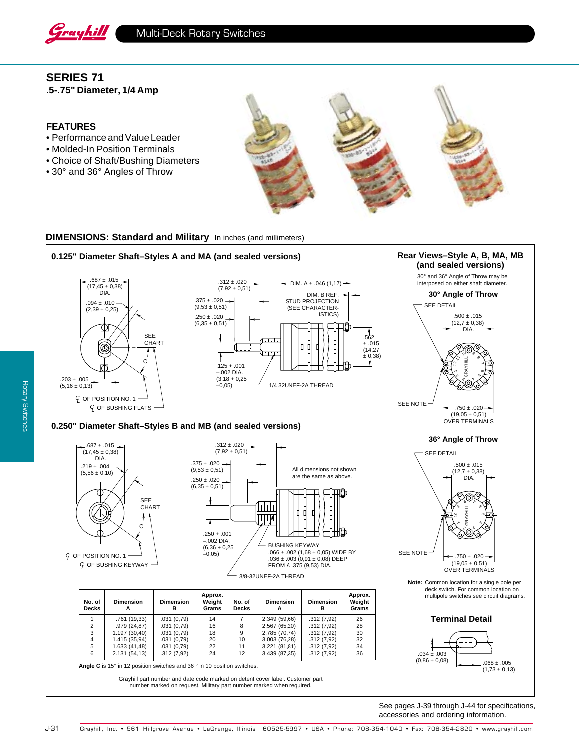## SERIES 71

**.5-.75" Diameter, 1/4 Amp**

### FEATURES

- Performance and Value Leader
- Molded-In Position Terminals
- Choice of Shaft/Bushing Diameters
- 30° and 36° Angles of Throw

## DIMENSIONS: Standard and Military

In inches (and millimeters)

### 0.125" Diameter Shaft–Styles A and MA (and sealed versions)

.687 ± .015 (17,45 ± 0,38) DIA.
.094 ± .010 (2,39 ± 0,25)
SEE CHART
C
.203 ± .005 (5,16 ± 0,13)
℄ OF POSITION NO. 1
℄ OF BUSHING FLATS

.312 ± .020 (7,92 ± 0,51)
.375 ± .020 (9,53 ± 0,51)
.250 ± .020 (6,35 ± 0,51)
DIM. A ± .046 (1,17)
DIM. B REF. STUD PROJECTION (SEE CHARACTERISTICS)
.562 ± .015 (14,27 ± 0,38)
.125 + .001 –.002 DIA. (3,18 + 0,25 –0,05)
1/4 32UNEF-2A THREAD

### 0.250" Diameter Shaft–Styles B and MB (and sealed versions)

.687 ± .015 (17,45 ± 0,38) DIA.
.219 ± .004 (5,56 ± 0,10)
SEE CHART
C
℄ OF POSITION NO. 1
℄ OF BUSHING KEYWAY

.312 ± .020 (7,92 ± 0,51)
.375 ± .020 (9,53 ± 0,51)
.250 ± .020 (6,35 ± 0,51)
All dimensions not shown are the same as above.
.250 + .001 –.002 DIA. (6,36 + 0,25 –0,05)
BUSHING KEYWAY .066 ± .002 (1,68 ± 0,05) WIDE BY .036 ± .003 (0,91 ± 0,08) DEEP FROM A .375 (9,53) DIA.
3/8-32UNEF-2A THREAD

| No. of Decks | Dimension A | Dimension B | Approx. Weight Grams | No. of Decks | Dimension A | Dimension B | Approx. Weight Grams |
|---|---|---|---|---|---|---|---|
| 1 | .761 (19,33) | .031 (0,79) | 14 | 7 | 2.349 (59,66) | .312 (7,92) | 26 |
| 2 | .979 (24,87) | .031 (0,79) | 16 | 8 | 2.567 (65,20) | .312 (7,92) | 28 |
| 3 | 1.197 (30,40) | .031 (0,79) | 18 | 9 | 2.785 (70,74) | .312 (7,92) | 30 |
| 4 | 1.415 (35,94) | .031 (0,79) | 20 | 10 | 3.003 (76,28) | .312 (7,92) | 32 |
| 5 | 1.633 (41,48) | .031 (0,79) | 22 | 11 | 3.221 (81,81) | .312 (7,92) | 34 |
| 6 | 2.131 (54,13) | .312 (7,92) | 24 | 12 | 3.439 (87,35) | .312 (7,92) | 36 |

**Angle C** is 15° in 12 position switches and 36 ° in 10 position switches.

Grayhill part number and date code marked on detent cover label. Customer part number marked on request. Military part number marked when required.

### Rear Views–Style A, B, MA, MB (and sealed versions)

30° and 36° Angle of Throw may be interposed on either shaft diameter.

#### 30° Angle of Throw

SEE DETAIL
.500 ± .015 (12,7 ± 0,38) DIA.
SEE NOTE
.750 ± .020 (19,05 ± 0,51) OVER TERMINALS

#### 36° Angle of Throw

SEE DETAIL
.500 ± .015 (12,7 ± 0,38) DIA.
SEE NOTE
.750 ± .020 (19,05 ± 0,51) OVER TERMINALS

**Note:** Common location for a single pole per deck switch. For common location on multipole switches see circuit diagrams.

#### Terminal Detail

.034 ± .003 (0,86 ± 0,08)
.068 ± .005 (1,73 ± 0,13)

See pages J-39 through J-44 for specifications, accessories and ordering information.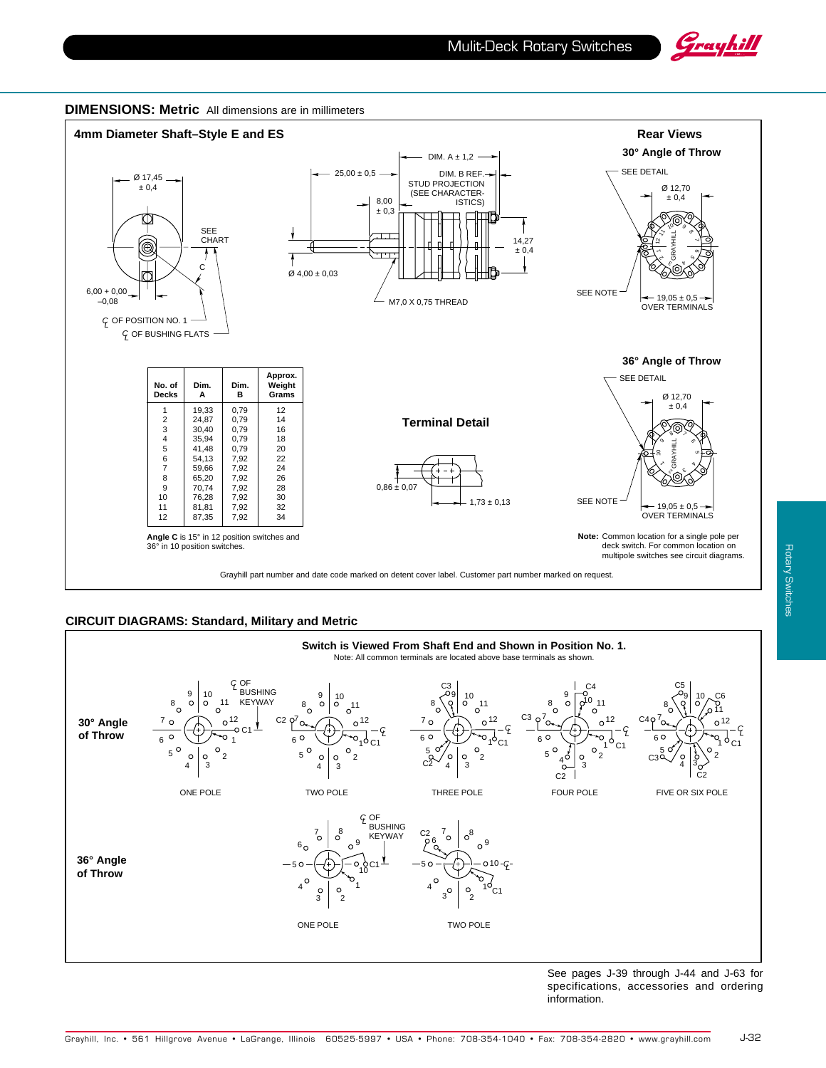## DIMENSIONS: Metric All dimensions are in millimeters

### 4mm Diameter Shaft–Style E and ES

Ø 17,45 ± 0,4

SEE CHART

C

6,00 + 0,00 –0,08

℄ OF POSITION NO. 1

℄ OF BUSHING FLATS

DIM. A ± 1,2

25,00 ± 0,5

DIM. B REF. STUD PROJECTION (SEE CHARACTERISTICS)

8,00 ± 0,3

14,27 ± 0,4

Ø 4,00 ± 0,03

M7,0 X 0,75 THREAD

| No. of Decks | Dim. A | Dim. B | Approx. Weight Grams |
|---|---|---|---|
| 1 | 19,33 | 0,79 | 12 |
| 2 | 24,87 | 0,79 | 14 |
| 3 | 30,40 | 0,79 | 16 |
| 4 | 35,94 | 0,79 | 18 |
| 5 | 41,48 | 0,79 | 20 |
| 6 | 54,13 | 7,92 | 22 |
| 7 | 59,66 | 7,92 | 24 |
| 8 | 65,20 | 7,92 | 26 |
| 9 | 70,74 | 7,92 | 28 |
| 10 | 76,28 | 7,92 | 30 |
| 11 | 81,81 | 7,92 | 32 |
| 12 | 87,35 | 7,92 | 34 |

**Angle C** is 15° in 12 position switches and 36° in 10 position switches.

### Terminal Detail

0,86 ± 0,07

1,73 ± 0,13

### Rear Views

**30° Angle of Throw**

SEE DETAIL

Ø 12,70 ± 0,4

SEE NOTE

19,05 ± 0,5 OVER TERMINALS

**36° Angle of Throw**

SEE DETAIL

Ø 12,70 ± 0,4

SEE NOTE

19,05 ± 0,5 OVER TERMINALS

**Note:** Common location for a single pole per deck switch. For common location on multipole switches see circuit diagrams.

Grayhill part number and date code marked on detent cover label. Customer part number marked on request.

## CIRCUIT DIAGRAMS: Standard, Military and Metric

**Switch is Viewed From Shaft End and Shown in Position No. 1.**

Note: All common terminals are located above base terminals as shown.

**30° Angle of Throw**

℄ OF BUSHING KEYWAY

ONE POLE — TWO POLE — THREE POLE — FOUR POLE — FIVE OR SIX POLE

**36° Angle of Throw**

℄ OF BUSHING KEYWAY

ONE POLE — TWO POLE

See pages J-39 through J-44 and J-63 for specifications, accessories and ordering information.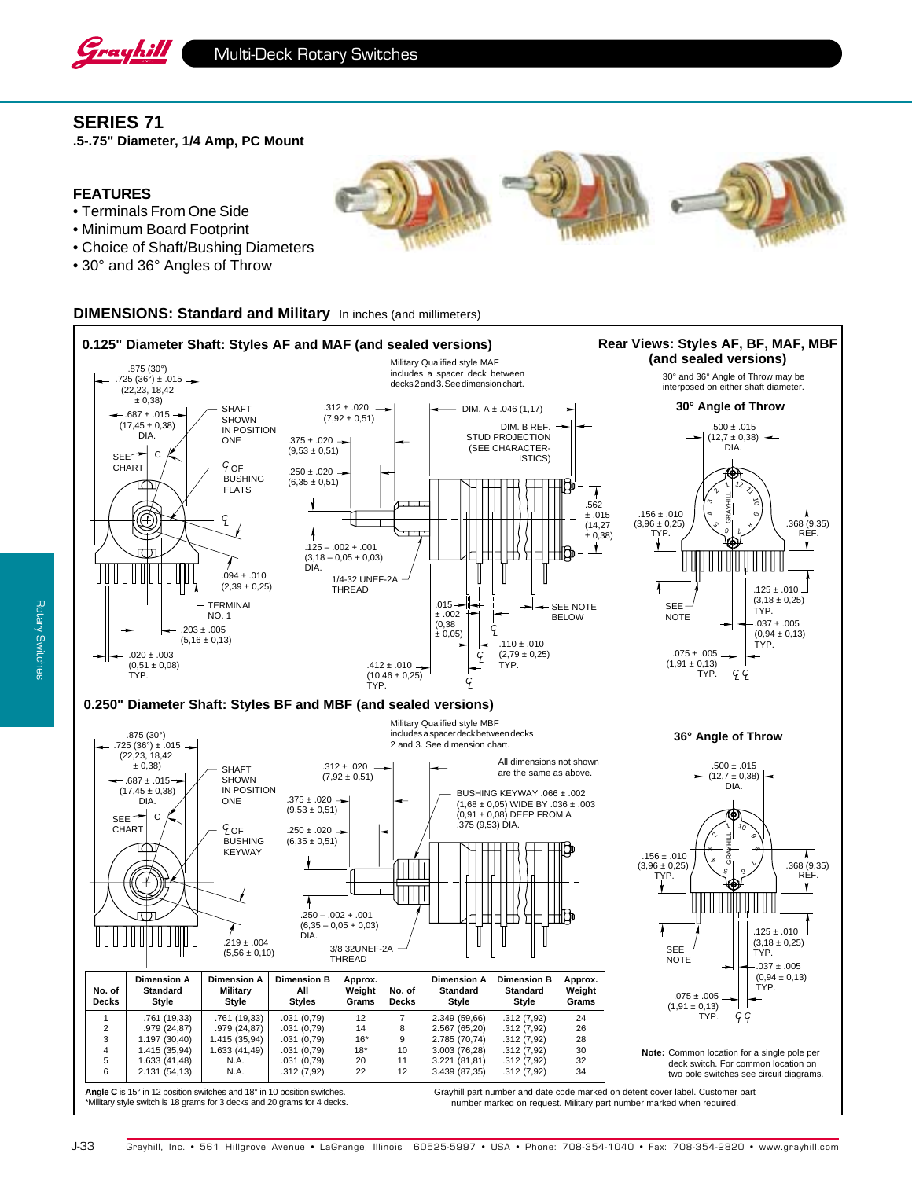## SERIES 71

**.5-.75" Diameter, 1/4 Amp, PC Mount**

### FEATURES

- Terminals From One Side
- Minimum Board Footprint
- Choice of Shaft/Bushing Diameters
- 30° and 36° Angles of Throw

### DIMENSIONS: Standard and Military In inches (and millimeters)

#### 0.125" Diameter Shaft: Styles AF and MAF (and sealed versions)

Military Qualified style MAF includes a spacer deck between decks 2 and 3. See dimension chart.

.875 (30°) .725 (36°) ± .015 (22,23, 18,42 ± 0,38)
.687 ± .015 (17,45 ± 0,38) DIA.
SEE CHART C
SHAFT SHOWN IN POSITION ONE
℄ OF BUSHING FLATS
℄
.094 ± .010 (2,39 ± 0,25)
TERMINAL NO. 1
.203 ± .005 (5,16 ± 0,13)
.020 ± .003 (0,51 ± 0,08) TYP.
.312 ± .020 (7,92 ± 0,51)
.375 ± .020 (9,53 ± 0,51)
.250 ± .020 (6,35 ± 0,51)
.125 – .002 + .001 (3,18 – 0,05 + 0,03) DIA.
1/4-32 UNEF-2A THREAD
DIM. A ± .046 (1,17)
DIM. B REF. STUD PROJECTION (SEE CHARACTERISTICS)
.562 ± .015 (14,27 ± 0,38)
.015 ± .002 (0,38 ± 0,05)
SEE NOTE BELOW
.110 ± .010 (2,79 ± 0,25) TYP.
.412 ± .010 (10,46 ± 0,25) TYP.

#### 0.250" Diameter Shaft: Styles BF and MBF (and sealed versions)

Military Qualified style MBF includes a spacer deck between decks 2 and 3. See dimension chart.

All dimensions not shown are the same as above.

.875 (30°) .725 (36°) ± .015 (22,23, 18,42 ± 0,38)
.687 ± .015 (17,45 ± 0,38) DIA.
SEE CHART C
SHAFT SHOWN IN POSITION ONE
℄ OF BUSHING KEYWAY
.312 ± .020 (7,92 ± 0,51)
.375 ± .020 (9,53 ± 0,51)
.250 ± .020 (6,35 ± 0,51)
BUSHING KEYWAY .066 ± .002 (1,68 ± 0,05) WIDE BY .036 ± .003 (0,91 ± 0,08) DEEP FROM A .375 (9,53) DIA.
.250 – .002 + .001 (6,35 – 0,05 + 0,03) DIA.
.219 ± .004 (5,56 ± 0,10)
3/8 32UNEF-2A THREAD

#### Rear Views: Styles AF, BF, MAF, MBF (and sealed versions)

30° and 36° Angle of Throw may be interposed on either shaft diameter.

**30° Angle of Throw**

.500 ± .015 (12,7 ± 0,38) DIA.
.156 ± .010 (3,96 ± 0,25) TYP.
.368 (9,35) REF.
.125 ± .010 (3,18 ± 0,25) TYP.
SEE NOTE
.037 ± .005 (0,94 ± 0,13) TYP.
.075 ± .005 (1,91 ± 0,13) TYP.

**36° Angle of Throw**

.500 ± .015 (12,7 ± 0,38) DIA.
.156 ± .010 (3,96 ± 0,25) TYP.
.368 (9,35) REF.
.125 ± .010 (3,18 ± 0,25) TYP.
SEE NOTE
.037 ± .005 (0,94 ± 0,13) TYP.
.075 ± .005 (1,91 ± 0,13) TYP.

**Note:** Common location for a single pole per deck switch. For common location on two pole switches see circuit diagrams.

| No. of Decks | Dimension A Standard Style | Dimension A Military Style | Dimension B All Styles | Approx. Weight Grams | No. of Decks | Dimension A Standard Style | Dimension B Standard Style | Approx. Weight Grams |
|---|---|---|---|---|---|---|---|---|
| 1 | .761 (19,33) | .761 (19,33) | .031 (0,79) | 12 | 7 | 2.349 (59,66) | .312 (7,92) | 24 |
| 2 | .979 (24,87) | .979 (24,87) | .031 (0,79) | 14 | 8 | 2.567 (65,20) | .312 (7,92) | 26 |
| 3 | 1.197 (30,40) | 1.415 (35,94) | .031 (0,79) | 16* | 9 | 2.785 (70,74) | .312 (7,92) | 28 |
| 4 | 1.415 (35,94) | 1.633 (41,49) | .031 (0,79) | 18* | 10 | 3.003 (76,28) | .312 (7,92) | 30 |
| 5 | 1.633 (41,48) | N.A. | .031 (0,79) | 20 | 11 | 3.221 (81,81) | .312 (7,92) | 32 |
| 6 | 2.131 (54,13) | N.A. | .312 (7,92) | 22 | 12 | 3.439 (87,35) | .312 (7,92) | 34 |

**Angle C** is 15° in 12 position switches and 18° in 10 position switches.
*Military style switch is 18 grams for 3 decks and 20 grams for 4 decks.

Grayhill part number and date code marked on detent cover label. Customer part number marked on request. Military part number marked when required.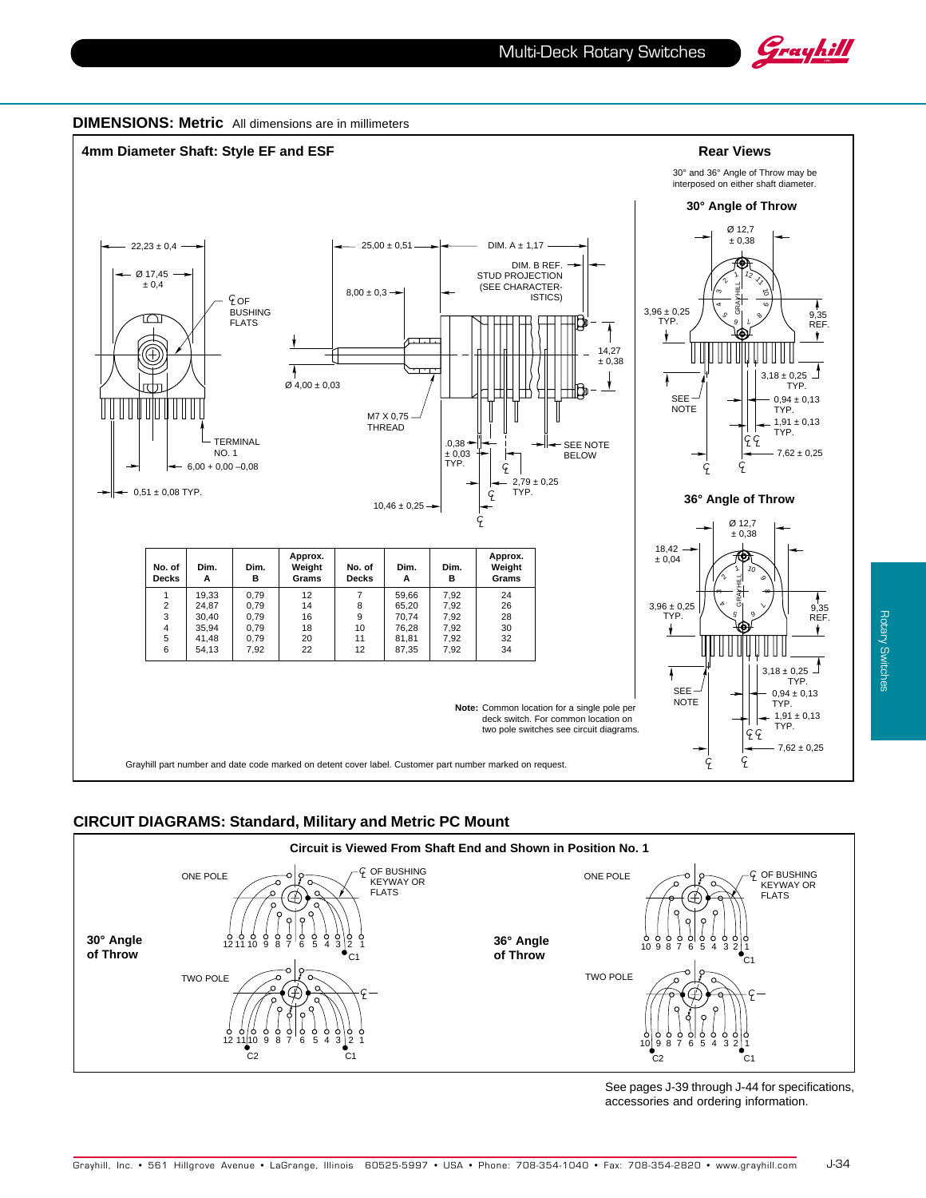## DIMENSIONS: Metric

All dimensions are in millimeters

### 4mm Diameter Shaft: Style EF and ESF

22,23 ± 0,4
Ø 17,45 ± 0,4
℄ OF BUSHING FLATS
TERMINAL NO. 1
6,00 + 0,00 –0,08
0,51 ± 0,08 TYP.
25,00 ± 0,51
DIM. A ± 1,17
DIM. B REF. STUD PROJECTION (SEE CHARACTERISTICS)
8,00 ± 0,3
Ø 4,00 ± 0,03
14,27 ± 0,38
M7 X 0,75 THREAD
0,38 ± 0,03 TYP.
SEE NOTE BELOW
2,79 ± 0,25 TYP.
10,46 ± 0,25

| No. of Decks | Dim. A | Dim. B | Approx. Weight Grams | No. of Decks | Dim. A | Dim. B | Approx. Weight Grams |
|---|---|---|---|---|---|---|---|
| 1 | 19,33 | 0,79 | 12 | 7 | 59,66 | 7,92 | 24 |
| 2 | 24,87 | 0,79 | 14 | 8 | 65,20 | 7,92 | 26 |
| 3 | 30,40 | 0,79 | 16 | 9 | 70,74 | 7,92 | 28 |
| 4 | 35,94 | 0,79 | 18 | 10 | 76,28 | 7,92 | 30 |
| 5 | 41,48 | 0,79 | 20 | 11 | 81,81 | 7,92 | 32 |
| 6 | 54,13 | 7,92 | 22 | 12 | 87,35 | 7,92 | 34 |

**Note:** Common location for a single pole per deck switch. For common location on two pole switches see circuit diagrams.

Grayhill part number and date code marked on detent cover label. Customer part number marked on request.

### Rear Views

30° and 36° Angle of Throw may be interposed on either shaft diameter.

**30° Angle of Throw**

Ø 12,7 ± 0,38
3,96 ± 0,25 TYP.
9,35 REF.
3,18 ± 0,25 TYP.
SEE NOTE
0,94 ± 0,13 TYP.
1,91 ± 0,13 TYP.
7,62 ± 0,25

**36° Angle of Throw**

Ø 12,7 ± 0,38
18,42 ± 0,04
3,96 ± 0,25 TYP.
9,35 REF.
3,18 ± 0,25 TYP.
SEE NOTE
0,94 ± 0,13 TYP.
1,91 ± 0,13 TYP.
7,62 ± 0,25

## CIRCUIT DIAGRAMS: Standard, Military and Metric PC Mount

**Circuit is Viewed From Shaft End and Shown in Position No. 1**

**30° Angle of Throw**

ONE POLE — ℄ OF BUSHING KEYWAY OR FLATS — 12 11 10 9 8 7 6 5 4 3 2 1 — C1

TWO POLE — 12 11 10 9 8 7 6 5 4 3 2 1 — C2, C1

**36° Angle of Throw**

ONE POLE — ℄ OF BUSHING KEYWAY OR FLATS — 10 9 8 7 6 5 4 3 2 1 — C1

TWO POLE — 10 9 8 7 6 5 4 3 2 1 — C2, C1

See pages J-39 through J-44 for specifications, accessories and ordering information.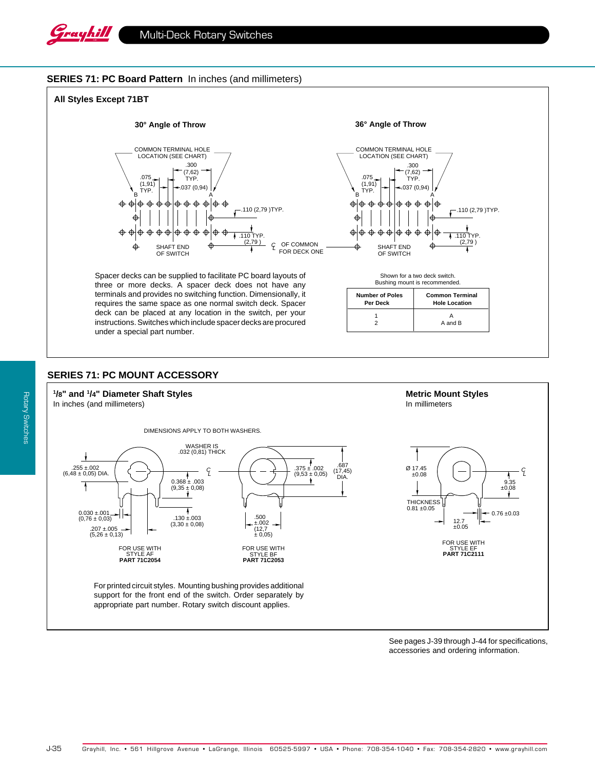## SERIES 71: PC Board Pattern In inches (and millimeters)

### All Styles Except 71BT

**30° Angle of Throw**

COMMON TERMINAL HOLE LOCATION (SEE CHART)

.300 (7,62) TYP.

.075 (1,91) TYP.

.037 (0,94)

B A

.110 (2,79 )TYP.

.110 TYP. (2,79 )

SHAFT END OF SWITCH

℄ OF COMMON FOR DECK ONE

**36° Angle of Throw**

COMMON TERMINAL HOLE LOCATION (SEE CHART)

.300 (7,62) TYP.

.075 (1,91) TYP.

.037 (0,94)

B A

.110 (2,79 )TYP.

.110 TYP. (2,79 )

SHAFT END OF SWITCH

Spacer decks can be supplied to facilitate PC board layouts of three or more decks. A spacer deck does not have any terminals and provides no switching function. Dimensionally, it requires the same space as one normal switch deck. Spacer deck can be placed at any location in the switch, per your instructions. Switches which include spacer decks are procured under a special part number.

Shown for a two deck switch.
Bushing mount is recommended.

| Number of Poles Per Deck | Common Terminal Hole Location |
|---|---|
| 1 | A |
| 2 | A and B |

## SERIES 71: PC MOUNT ACCESSORY

### 1/8" and 1/4" Diameter Shaft Styles
In inches (and millimeters)

DIMENSIONS APPLY TO BOTH WASHERS.

WASHER IS .032 (0,81) THICK

.255 ±.002 (6,48 ± 0,05) DIA.

0.368 ± .003 (9,35 ± 0,08)

0.030 ±.001 (0,76 ± 0,03)

.130 ±.003 (3,30 ± 0,08)

.207 ±.005 (5,26 ± 0,13)

FOR USE WITH STYLE AF **PART 71C2054**

.375 ± .002 (9,53 ± 0,05)

.687 (17,45) DIA.

.500 ±.002 (12,7 ± 0,05)

FOR USE WITH STYLE BF **PART 71C2053**

### Metric Mount Styles
In millimeters

Ø 17.45 ±0.08

9.35 ±0.08

THICKNESS 0.81 ±0.05

0.76 ±0.03

12.7 ±0.05

FOR USE WITH STYLE EF **PART 71C2111**

For printed circuit styles. Mounting bushing provides additional support for the front end of the switch. Order separately by appropriate part number. Rotary switch discount applies.

See pages J-39 through J-44 for specifications, accessories and ordering information.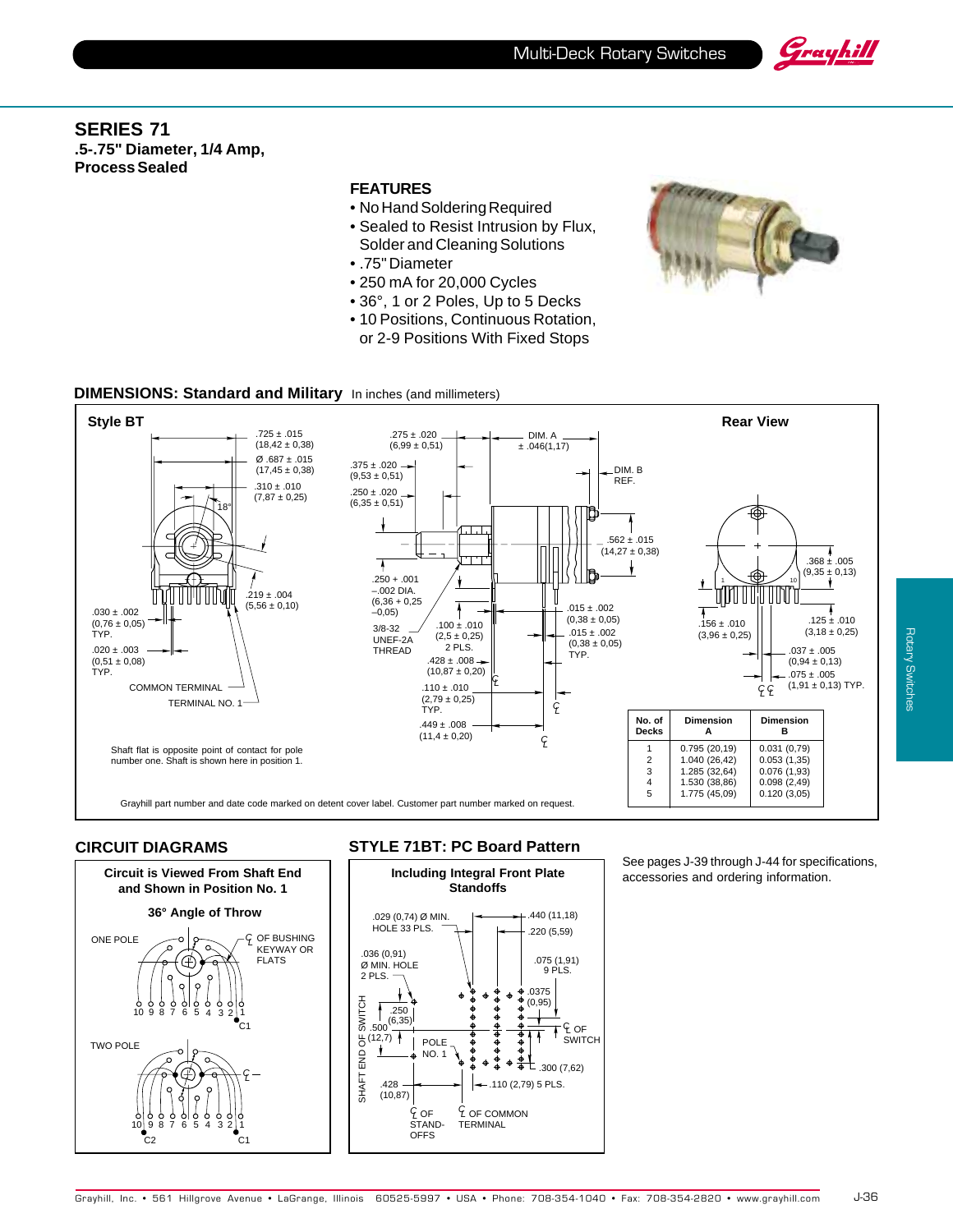# SERIES 71

**.5-.75" Diameter, 1/4 Amp, Process Sealed**

## FEATURES

- No Hand Soldering Required
- Sealed to Resist Intrusion by Flux, Solder and Cleaning Solutions
- .75" Diameter
- 250 mA for 20,000 Cycles
- 36°, 1 or 2 Poles, Up to 5 Decks
- 10 Positions, Continuous Rotation, or 2-9 Positions With Fixed Stops

## DIMENSIONS: Standard and Military

In inches (and millimeters)

**Style BT**

**Rear View**

.725 ± .015 (18,42 ± 0,38)
Ø .687 ± .015 (17,45 ± 0,38)
.310 ± .010 (7,87 ± 0,25)
18°
.219 ± .004 (5,56 ± 0,10)
.030 ± .002 (0,76 ± 0,05) TYP.
.020 ± .003 (0,51 ± 0,08) TYP.
COMMON TERMINAL
TERMINAL NO. 1

.275 ± .020 (6,99 ± 0,51)
DIM. A ± .046(1,17)
.375 ± .020 (9,53 ± 0,51)
.250 ± .020 (6,35 ± 0,51)
DIM. B REF.
.562 ± .015 (14,27 ± 0,38)
.250 + .001 –.002 DIA. (6,36 + 0,25 –0,05)
3/8-32 UNEF-2A THREAD
.100 ± .010 (2,5 ± 0,25) 2 PLS.
.015 ± .002 (0,38 ± 0,05)
.015 ± .002 (0,38 ± 0,05) TYP.
.428 ± .008 (10,87 ± 0,20)
.110 ± .010 (2,79 ± 0,25) TYP.
.449 ± .008 (11,4 ± 0,20)

.368 ± .005 (9,35 ± 0,13)
.156 ± .010 (3,96 ± 0,25)
.125 ± .010 (3,18 ± 0,25)
.037 ± .005 (0,94 ± 0,13)
.075 ± .005 (1,91 ± 0,13) TYP.

Shaft flat is opposite point of contact for pole number one. Shaft is shown here in position 1.

| No. of Decks | Dimension A | Dimension B |
|---|---|---|
| 1 | 0.795 (20,19) | 0.031 (0,79) |
| 2 | 1.040 (26,42) | 0.053 (1,35) |
| 3 | 1.285 (32,64) | 0.076 (1,93) |
| 4 | 1.530 (38,86) | 0.098 (2,49) |
| 5 | 1.775 (45,09) | 0.120 (3,05) |

Grayhill part number and date code marked on detent cover label. Customer part number marked on request.

## CIRCUIT DIAGRAMS

**Circuit is Viewed From Shaft End and Shown in Position No. 1**

**36° Angle of Throw**

ONE POLE — ℄ OF BUSHING KEYWAY OR FLATS — 10 9 8 7 6 5 4 3 2 1, C1

TWO POLE — ℄ — 10 9 8 7 6 5 4 3 2 1, C2, C1

## STYLE 71BT: PC Board Pattern

**Including Integral Front Plate Standoffs**

.029 (0,74) Ø MIN. HOLE 33 PLS.
.440 (11,18)
.220 (5,59)
.036 (0,91) Ø MIN. HOLE 2 PLS.
.075 (1,91) 9 PLS.
.0375 (0,95)
.250 (6,35)
.500 (12,7)
℄ OF SWITCH
POLE NO. 1
.300 (7,62)
.110 (2,79) 5 PLS.
.428 (10,87)
SHAFT END OF SWITCH
℄ OF STAND-OFFS
℄ OF COMMON TERMINAL

See pages J-39 through J-44 for specifications, accessories and ordering information.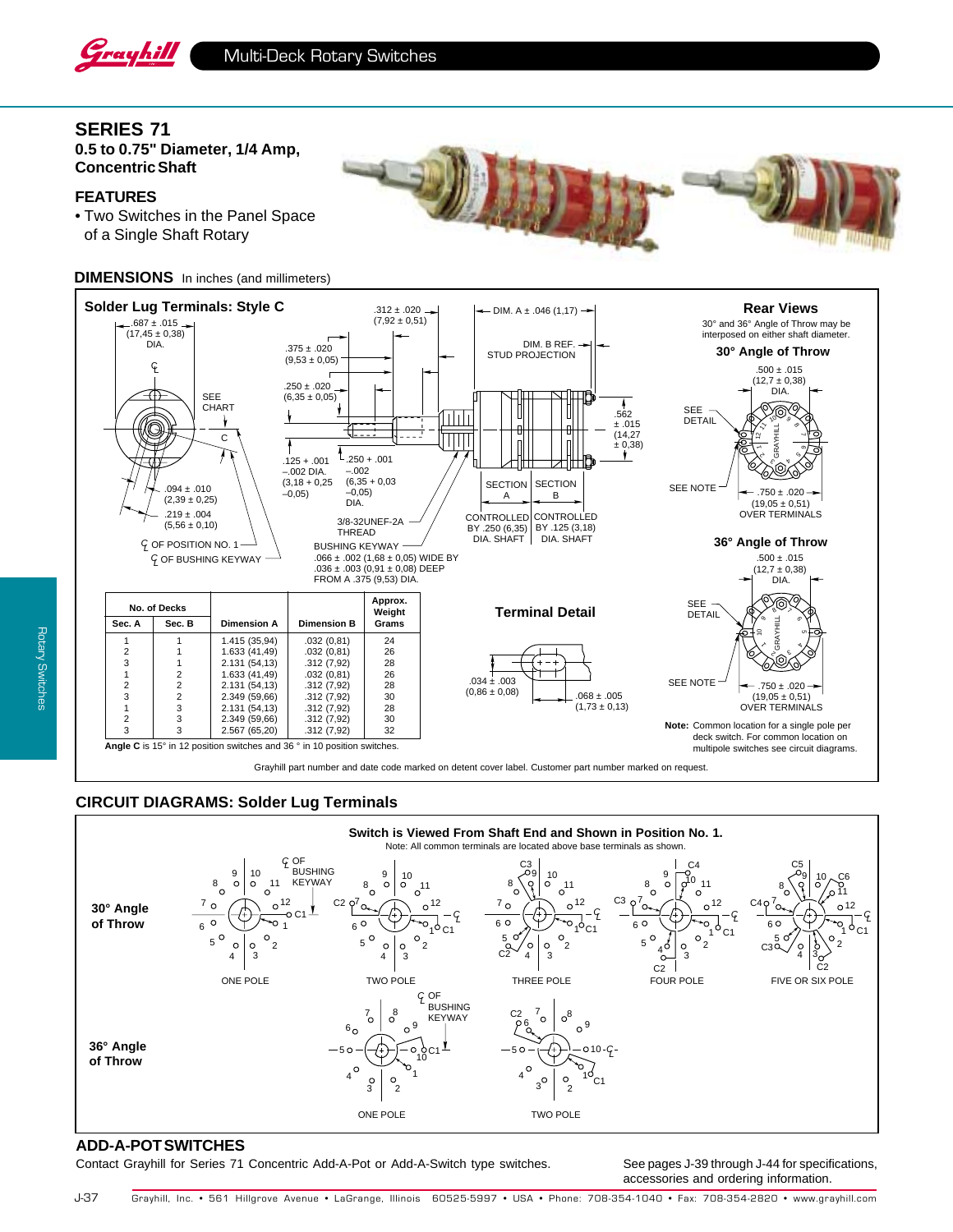# SERIES 71

**0.5 to 0.75" Diameter, 1/4 Amp, Concentric Shaft**

## FEATURES

- Two Switches in the Panel Space of a Single Shaft Rotary

## DIMENSIONS In inches (and millimeters)

### Solder Lug Terminals: Style C

.687 ± .015 (17,45 ± 0,38) DIA.

SEE CHART

C

.094 ± .010 (2,39 ± 0,25)

.219 ± .004 (5,56 ± 0,10)

℄ OF POSITION NO. 1

℄ OF BUSHING KEYWAY

.312 ± .020 (7,92 ± 0,51)

.375 ± .020 (9,53 ± 0,05)

.250 ± .020 (6,35 ± 0,05)

.125 + .001 –.002 DIA. (3,18 + 0,25 –0,05)

.250 + .001 –.002 (6,35 + 0,03 –0,05) DIA.

3/8-32UNEF-2A THREAD

BUSHING KEYWAY .066 ± .002 (1,68 ± 0,05) WIDE BY .036 ± .003 (0,91 ± 0,08) DEEP FROM A .375 (9,53) DIA.

DIM. A ± .046 (1,17)

DIM. B REF. STUD PROJECTION

.562 ± .015 (14,27 ± 0,38)

SECTION A CONTROLLED BY .250 (6,35) DIA. SHAFT

SECTION B CONTROLLED BY .125 (3,18) DIA. SHAFT

| No. of Decks | | Dimension A | Dimension B | Approx. Weight Grams |
|---|---|---|---|---|
| Sec. A | Sec. B | | | |
| 1 | 1 | 1.415 (35,94) | .032 (0,81) | 24 |
| 2 | 1 | 1.633 (41,49) | .032 (0,81) | 26 |
| 3 | 1 | 2.131 (54,13) | .312 (7,92) | 28 |
| 1 | 2 | 1.633 (41,49) | .032 (0,81) | 26 |
| 2 | 2 | 2.131 (54,13) | .312 (7,92) | 28 |
| 3 | 2 | 2.349 (59,66) | .312 (7,92) | 30 |
| 1 | 3 | 2.131 (54,13) | .312 (7,92) | 28 |
| 2 | 3 | 2.349 (59,66) | .312 (7,92) | 30 |
| 3 | 3 | 2.567 (65,20) | .312 (7,92) | 32 |

**Angle C** is 15° in 12 position switches and 36 ° in 10 position switches.

### Terminal Detail

.034 ± .003 (0,86 ± 0,08)

.068 ± .005 (1,73 ± 0,13)

### Rear Views

30° and 36° Angle of Throw may be interposed on either shaft diameter.

**30° Angle of Throw**

.500 ± .015 (12,7 ± 0,38) DIA.

SEE DETAIL

SEE NOTE

.750 ± .020 (19,05 ± 0,51) OVER TERMINALS

**36° Angle of Throw**

.500 ± .015 (12,7 ± 0,38) DIA.

SEE DETAIL

SEE NOTE

.750 ± .020 (19,05 ± 0,51) OVER TERMINALS

**Note:** Common location for a single pole per deck switch. For common location on multipole switches see circuit diagrams.

Grayhill part number and date code marked on detent cover label. Customer part number marked on request.

## CIRCUIT DIAGRAMS: Solder Lug Terminals

**Switch is Viewed From Shaft End and Shown in Position No. 1.**

Note: All common terminals are located above base terminals as shown.

**30° Angle of Throw**: ONE POLE, TWO POLE, THREE POLE, FOUR POLE, FIVE OR SIX POLE

**36° Angle of Throw**: ONE POLE, TWO POLE

## ADD-A-POT SWITCHES

Contact Grayhill for Series 71 Concentric Add-A-Pot or Add-A-Switch type switches.

See pages J-39 through J-44 for specifications, accessories and ordering information.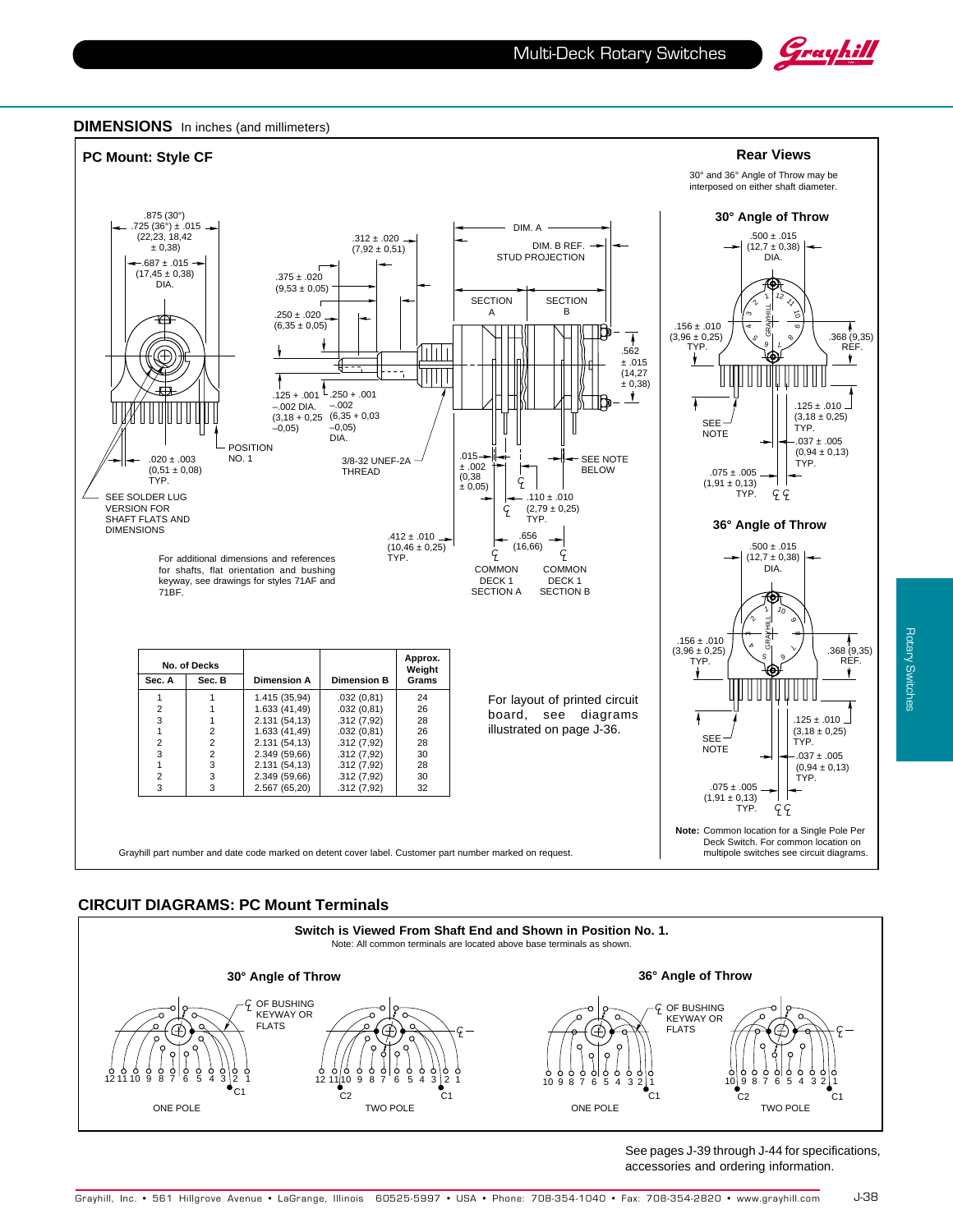## DIMENSIONS In inches (and millimeters)

### PC Mount: Style CF

.875 (30°)
.725 (36°) ± .015
(22,23, 18,42 ± 0,38)

.687 ± .015
(17,45 ± 0,38)
DIA.

.312 ± .020
(7,92 ± 0,51)

.375 ± .020
(9,53 ± 0,05)

.250 ± .020
(6,35 ± 0,05)

.125 + .001 –.002 DIA.
(3,18 + 0,25 –0,05)

.250 + .001 –.002
(6,35 + 0,03 –0,05)
DIA.

.020 ± .003
(0,51 ± 0,08)
TYP.

POSITION NO. 1

3/8-32 UNEF-2A THREAD

SEE SOLDER LUG VERSION FOR SHAFT FLATS AND DIMENSIONS

DIM. A

DIM. B REF. STUD PROJECTION

SECTION A

SECTION B

.562 ± .015 (14,27 ± 0,38)

.015 ± .002 (0,38 ± 0,05)

SEE NOTE BELOW

.110 ± .010 (2,79 ± 0,25) TYP.

.412 ± .010 (10,46 ± 0,25) TYP.

.656 (16,66)

COMMON DECK 1 SECTION A

COMMON DECK 1 SECTION B

For additional dimensions and references for shafts, flat orientation and bushing keyway, see drawings for styles 71AF and 71BF.

| No. of Decks | | Dimension A | Dimension B | Approx. Weight Grams |
|---|---|---|---|---|
| Sec. A | Sec. B | | | |
| 1 | 1 | 1.415 (35,94) | .032 (0,81) | 24 |
| 2 | 1 | 1.633 (41,49) | .032 (0,81) | 26 |
| 3 | 1 | 2.131 (54,13) | .312 (7,92) | 28 |
| 1 | 2 | 1.633 (41,49) | .032 (0,81) | 26 |
| 2 | 2 | 2.131 (54,13) | .312 (7,92) | 28 |
| 3 | 2 | 2.349 (59,66) | .312 (7,92) | 30 |
| 1 | 3 | 2.131 (54,13) | .312 (7,92) | 28 |
| 2 | 3 | 2.349 (59,66) | .312 (7,92) | 30 |
| 3 | 3 | 2.567 (65,20) | .312 (7,92) | 32 |

For layout of printed circuit board, see diagrams illustrated on page J-36.

Grayhill part number and date code marked on detent cover label. Customer part number marked on request.

### Rear Views

30° and 36° Angle of Throw may be interposed on either shaft diameter.

**30° Angle of Throw**

.500 ± .015 (12,7 ± 0,38) DIA.

.156 ± .010 (3,96 ± 0,25) TYP.

.368 (9,35) REF.

.125 ± .010 (3,18 ± 0,25) TYP.

SEE NOTE

.037 ± .005 (0,94 ± 0,13) TYP.

.075 ± .005 (1,91 ± 0,13) TYP.

**36° Angle of Throw**

.500 ± .015 (12,7 ± 0,38) DIA.

.156 ± .010 (3,96 ± 0,25) TYP.

.368 (9,35) REF.

.125 ± .010 (3,18 ± 0,25) TYP.

SEE NOTE

.037 ± .005 (0,94 ± 0,13) TYP.

.075 ± .005 (1,91 ± 0,13) TYP.

**Note:** Common location for a Single Pole Per Deck Switch. For common location on multipole switches see circuit diagrams.

## CIRCUIT DIAGRAMS: PC Mount Terminals

**Switch is Viewed From Shaft End and Shown in Position No. 1.**
Note: All common terminals are located above base terminals as shown.

**30° Angle of Throw**

℄ OF BUSHING KEYWAY OR FLATS

12 11 10 9 8 7 6 5 4 3 2 1 C1 — ONE POLE

12 11 10 9 8 7 6 5 4 3 2 1 C2 C1 — TWO POLE

**36° Angle of Throw**

℄ OF BUSHING KEYWAY OR FLATS

10 9 8 7 6 5 4 3 2 1 C1 — ONE POLE

10 9 8 7 6 5 4 3 2 1 C2 C1 — TWO POLE

See pages J-39 through J-44 for specifications, accessories and ordering information.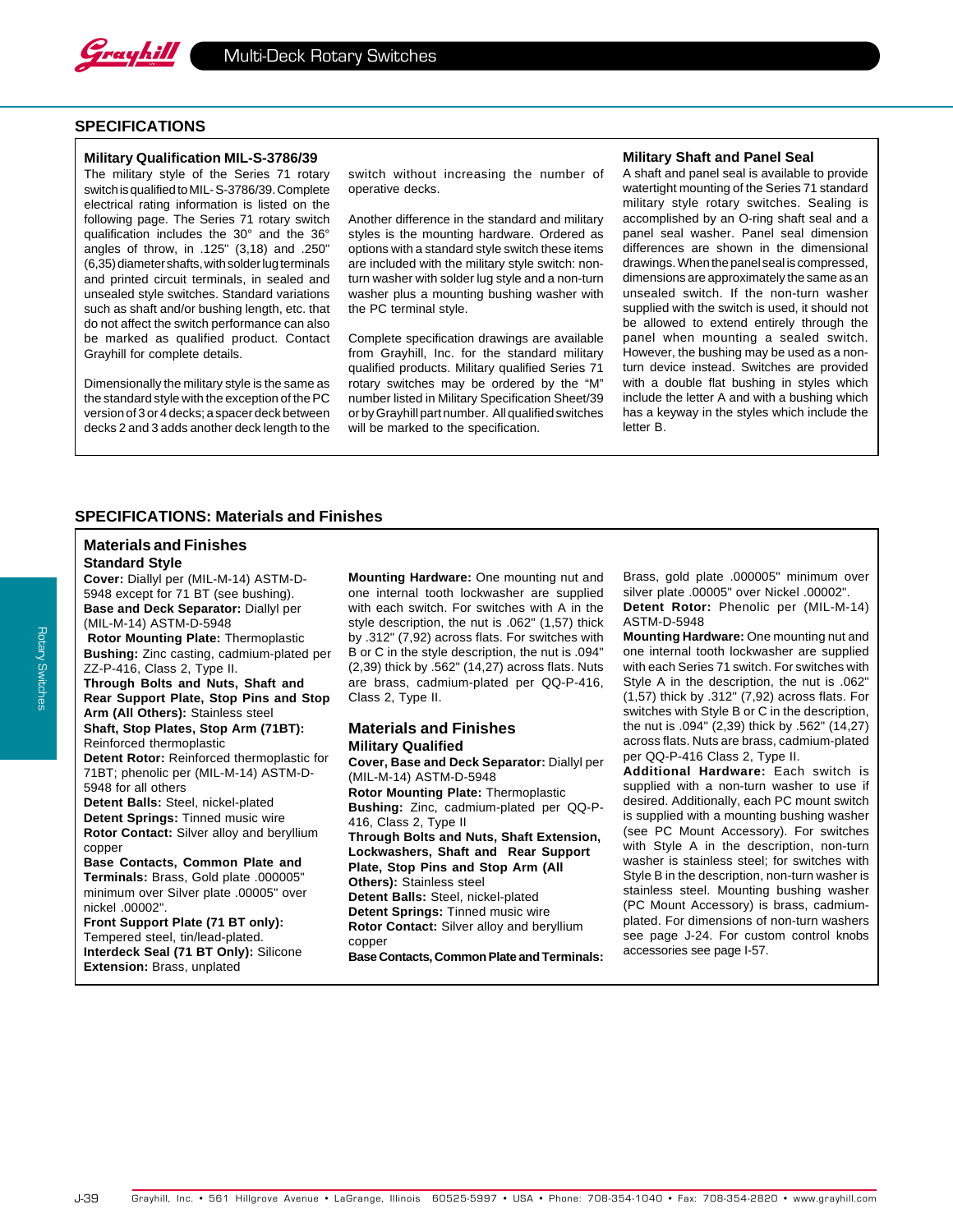## SPECIFICATIONS

### Military Qualification MIL-S-3786/39

The military style of the Series 71 rotary switch is qualified to MIL- S-3786/39. Complete electrical rating information is listed on the following page. The Series 71 rotary switch qualification includes the 30° and the 36° angles of throw, in .125" (3,18) and .250" (6,35) diameter shafts, with solder lug terminals and printed circuit terminals, in sealed and unsealed style switches. Standard variations such as shaft and/or bushing length, etc. that do not affect the switch performance can also be marked as qualified product. Contact Grayhill for complete details.

Dimensionally the military style is the same as the standard style with the exception of the PC version of 3 or 4 decks; a spacer deck between decks 2 and 3 adds another deck length to the switch without increasing the number of operative decks.

Another difference in the standard and military styles is the mounting hardware. Ordered as options with a standard style switch these items are included with the military style switch: non-turn washer with solder lug style and a non-turn washer plus a mounting bushing washer with the PC terminal style.

Complete specification drawings are available from Grayhill, Inc. for the standard military qualified products. Military qualified Series 71 rotary switches may be ordered by the "M" number listed in Military Specification Sheet/39 or by Grayhill part number. All qualified switches will be marked to the specification.

### Military Shaft and Panel Seal

A shaft and panel seal is available to provide watertight mounting of the Series 71 standard military style rotary switches. Sealing is accomplished by an O-ring shaft seal and a panel seal washer. Panel seal dimension differences are shown in the dimensional drawings. When the panel seal is compressed, dimensions are approximately the same as an unsealed switch. If the non-turn washer supplied with the switch is used, it should not be allowed to extend entirely through the panel when mounting a sealed switch. However, the bushing may be used as a non-turn device instead. Switches are provided with a double flat bushing in styles which include the letter A and with a bushing which has a keyway in the styles which include the letter B.

## SPECIFICATIONS: Materials and Finishes

### Materials and Finishes

#### Standard Style

**Cover:** Diallyl per (MIL-M-14) ASTM-D-5948 except for 71 BT (see bushing).
**Base and Deck Separator:** Diallyl per (MIL-M-14) ASTM-D-5948
**Rotor Mounting Plate:** Thermoplastic
**Bushing:** Zinc casting, cadmium-plated per ZZ-P-416, Class 2, Type II.
**Through Bolts and Nuts, Shaft and Rear Support Plate, Stop Pins and Stop Arm (All Others):** Stainless steel
**Shaft, Stop Plates, Stop Arm (71BT):** Reinforced thermoplastic
**Detent Rotor:** Reinforced thermoplastic for 71BT; phenolic per (MIL-M-14) ASTM-D-5948 for all others
**Detent Balls:** Steel, nickel-plated
**Detent Springs:** Tinned music wire
**Rotor Contact:** Silver alloy and beryllium copper
**Base Contacts, Common Plate and Terminals:** Brass, Gold plate .000005" minimum over Silver plate .00005" over nickel .00002".
**Front Support Plate (71 BT only):** Tempered steel, tin/lead-plated.
**Interdeck Seal (71 BT Only):** Silicone
**Extension:** Brass, unplated

**Mounting Hardware:** One mounting nut and one internal tooth lockwasher are supplied with each switch. For switches with A in the style description, the nut is .062" (1,57) thick by .312" (7,92) across flats. For switches with B or C in the style description, the nut is .094" (2,39) thick by .562" (14,27) across flats. Nuts are brass, cadmium-plated per QQ-P-416, Class 2, Type II.

### Materials and Finishes

#### Military Qualified

**Cover, Base and Deck Separator:** Diallyl per (MIL-M-14) ASTM-D-5948
**Rotor Mounting Plate:** Thermoplastic
**Bushing:** Zinc, cadmium-plated per QQ-P-416, Class 2, Type II
**Through Bolts and Nuts, Shaft Extension, Lockwashers, Shaft and Rear Support Plate, Stop Pins and Stop Arm (All Others):** Stainless steel
**Detent Balls:** Steel, nickel-plated
**Detent Springs:** Tinned music wire
**Rotor Contact:** Silver alloy and beryllium copper
**Base Contacts, Common Plate and Terminals:** Brass, gold plate .000005" minimum over silver plate .00005" over Nickel .00002".
**Detent Rotor:** Phenolic per (MIL-M-14) ASTM-D-5948
**Mounting Hardware:** One mounting nut and one internal tooth lockwasher are supplied with each Series 71 switch. For switches with Style A in the description, the nut is .062" (1,57) thick by .312" (7,92) across flats. For switches with Style B or C in the description, the nut is .094" (2,39) thick by .562" (14,27) across flats. Nuts are brass, cadmium-plated per QQ-P-416 Class 2, Type II.
**Additional Hardware:** Each switch is supplied with a non-turn washer to use if desired. Additionally, each PC mount switch is supplied with a mounting bushing washer (see PC Mount Accessory). For switches with Style A in the description, non-turn washer is stainless steel; for switches with Style B in the description, non-turn washer is stainless steel. Mounting bushing washer (PC Mount Accessory) is brass, cadmium-plated. For dimensions of non-turn washers see page J-24. For custom control knobs accessories see page I-57.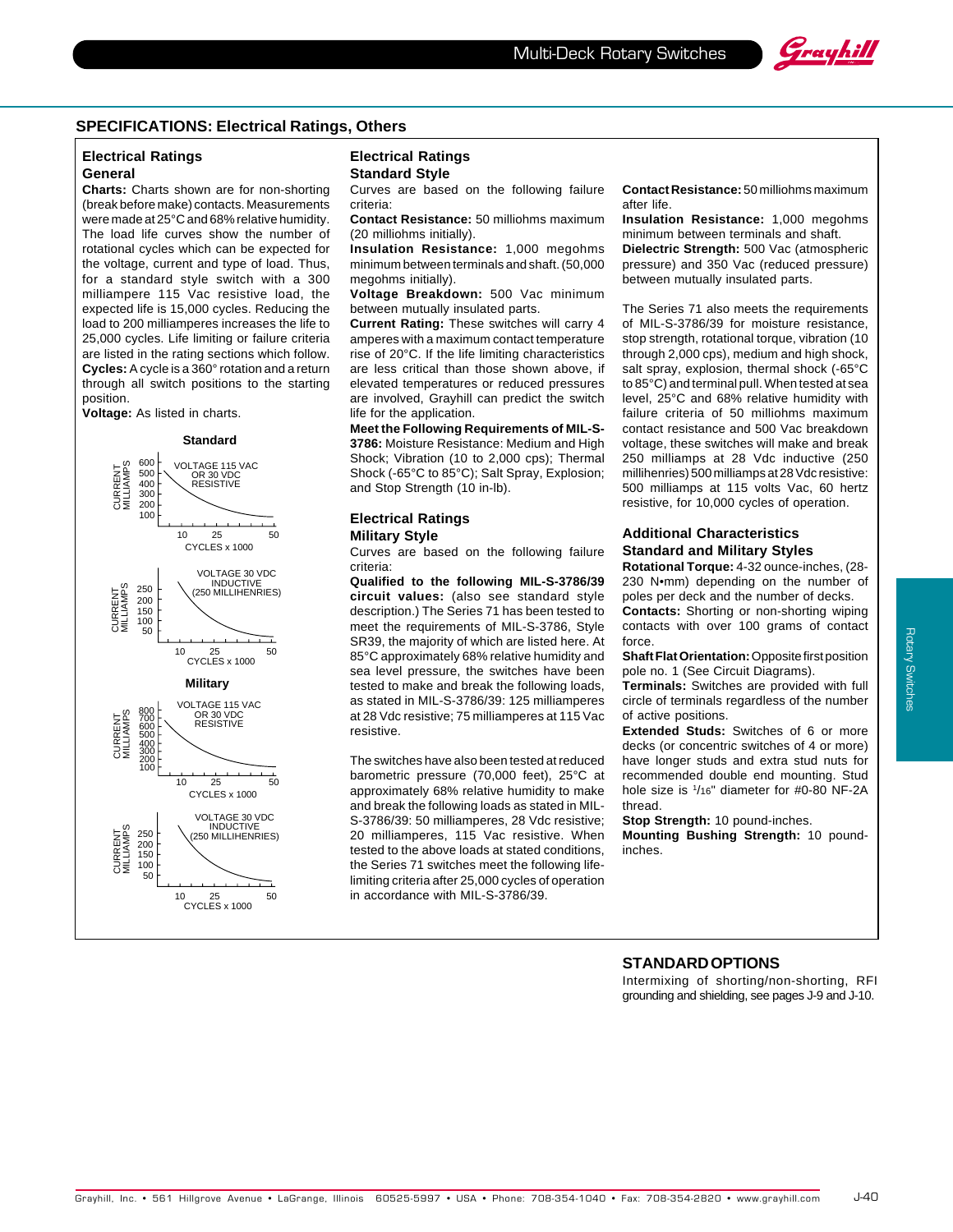## SPECIFICATIONS: Electrical Ratings, Others

### Electrical Ratings
#### General

**Charts:** Charts shown are for non-shorting (break before make) contacts. Measurements were made at 25°C and 68% relative humidity. The load life curves show the number of rotational cycles which can be expected for the voltage, current and type of load. Thus, for a standard style switch with a 300 milliampere 115 Vac resistive load, the expected life is 15,000 cycles. Reducing the load to 200 milliamperes increases the life to 25,000 cycles. Life limiting or failure criteria are listed in the rating sections which follow.
**Cycles:** A cycle is a 360° rotation and a return through all switch positions to the starting position.
**Voltage:** As listed in charts.

**Standard**

CURRENT MILLIAMPS 600, 500, 400, 300, 200, 100 — VOLTAGE 115 VAC OR 30 VDC RESISTIVE — CYCLES x 1000: 10, 25, 50

CURRENT MILLIAMPS 250, 200, 150, 100, 50 — VOLTAGE 30 VDC INDUCTIVE (250 MILLIHENRIES) — CYCLES x 1000: 10, 25, 50

**Military**

CURRENT MILLIAMPS 800, 700, 600, 500, 400, 300, 200, 100 — VOLTAGE 115 VAC OR 30 VDC RESISTIVE — CYCLES x 1000: 10, 25, 50

CURRENT MILLIAMPS 250, 200, 150, 100, 50 — VOLTAGE 30 VDC INDUCTIVE (250 MILLIHENRIES) — CYCLES x 1000: 10, 25, 50

### Electrical Ratings
#### Standard Style

Curves are based on the following failure criteria:
**Contact Resistance:** 50 milliohms maximum (20 milliohms initially).
**Insulation Resistance:** 1,000 megohms minimum between terminals and shaft. (50,000 megohms initially).
**Voltage Breakdown:** 500 Vac minimum between mutually insulated parts.
**Current Rating:** These switches will carry 4 amperes with a maximum contact temperature rise of 20°C. If the life limiting characteristics are less critical than those shown above, if elevated temperatures or reduced pressures are involved, Grayhill can predict the switch life for the application.
**Meet the Following Requirements of MIL-S-3786:** Moisture Resistance: Medium and High Shock; Vibration (10 to 2,000 cps); Thermal Shock (-65°C to 85°C); Salt Spray, Explosion; and Stop Strength (10 in-lb).

### Electrical Ratings
#### Military Style

Curves are based on the following failure criteria:
**Qualified to the following MIL-S-3786/39 circuit values:** (also see standard style description.) The Series 71 has been tested to meet the requirements of MIL-S-3786, Style SR39, the majority of which are listed here. At 85°C approximately 68% relative humidity and sea level pressure, the switches have been tested to make and break the following loads, as stated in MIL-S-3786/39: 125 milliamperes at 28 Vdc resistive; 75 milliamperes at 115 Vac resistive.

The switches have also been tested at reduced barometric pressure (70,000 feet), 25°C at approximately 68% relative humidity to make and break the following loads as stated in MIL-S-3786/39: 50 milliamperes, 28 Vdc resistive; 20 milliamperes, 115 Vac resistive. When tested to the above loads at stated conditions, the Series 71 switches meet the following life-limiting criteria after 25,000 cycles of operation in accordance with MIL-S-3786/39.

**Contact Resistance:** 50 milliohms maximum after life.
**Insulation Resistance:** 1,000 megohms minimum between terminals and shaft.
**Dielectric Strength:** 500 Vac (atmospheric pressure) and 350 Vac (reduced pressure) between mutually insulated parts.

The Series 71 also meets the requirements of MIL-S-3786/39 for moisture resistance, stop strength, rotational torque, vibration (10 through 2,000 cps), medium and high shock, salt spray, explosion, thermal shock (-65°C to 85°C) and terminal pull. When tested at sea level, 25°C and 68% relative humidity with failure criteria of 50 milliohms maximum contact resistance and 500 Vac breakdown voltage, these switches will make and break 250 milliamps at 28 Vdc inductive (250 millihenries) 500 milliamps at 28 Vdc resistive: 500 milliamps at 115 volts Vac, 60 hertz resistive, for 10,000 cycles of operation.

### Additional Characteristics
#### Standard and Military Styles

**Rotational Torque:** 4-32 ounce-inches, (28-230 N•mm) depending on the number of poles per deck and the number of decks.
**Contacts:** Shorting or non-shorting wiping contacts with over 100 grams of contact force.
**Shaft Flat Orientation:** Opposite first position pole no. 1 (See Circuit Diagrams).
**Terminals:** Switches are provided with full circle of terminals regardless of the number of active positions.
**Extended Studs:** Switches of 6 or more decks (or concentric switches of 4 or more) have longer studs and extra stud nuts for recommended double end mounting. Stud hole size is 1/16" diameter for #0-80 NF-2A thread.
**Stop Strength:** 10 pound-inches.
**Mounting Bushing Strength:** 10 pound-inches.

## STANDARD OPTIONS

Intermixing of shorting/non-shorting, RFI grounding and shielding, see pages J-9 and J-10.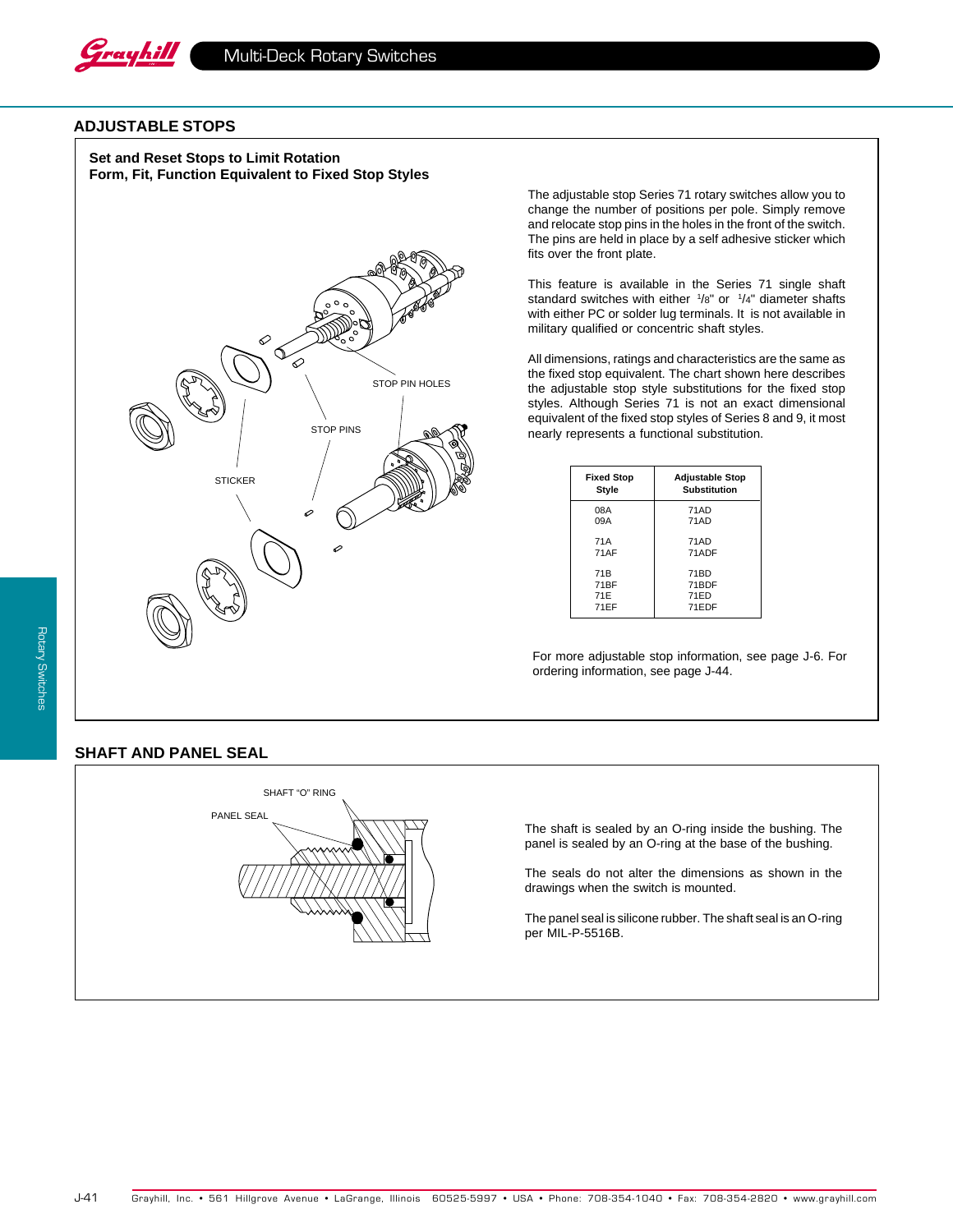## ADJUSTABLE STOPS

**Set and Reset Stops to Limit Rotation**
**Form, Fit, Function Equivalent to Fixed Stop Styles**

STOP PIN HOLES

STOP PINS

STICKER

The adjustable stop Series 71 rotary switches allow you to change the number of positions per pole. Simply remove and relocate stop pins in the holes in the front of the switch. The pins are held in place by a self adhesive sticker which fits over the front plate.

This feature is available in the Series 71 single shaft standard switches with either 1/8" or 1/4" diameter shafts with either PC or solder lug terminals. It is not available in military qualified or concentric shaft styles.

All dimensions, ratings and characteristics are the same as the fixed stop equivalent. The chart shown here describes the adjustable stop style substitutions for the fixed stop styles. Although Series 71 is not an exact dimensional equivalent of the fixed stop styles of Series 8 and 9, it most nearly represents a functional substitution.

| Fixed Stop Style | Adjustable Stop Substitution |
|---|---|
| 08A | 71AD |
| 09A | 71AD |
| 71A | 71AD |
| 71AF | 71ADF |
| 71B | 71BD |
| 71BF | 71BDF |
| 71E | 71ED |
| 71EF | 71EDF |

For more adjustable stop information, see page J-6. For ordering information, see page J-44.

## SHAFT AND PANEL SEAL

SHAFT "O" RING

PANEL SEAL

The shaft is sealed by an O-ring inside the bushing. The panel is sealed by an O-ring at the base of the bushing.

The seals do not alter the dimensions as shown in the drawings when the switch is mounted.

The panel seal is silicone rubber. The shaft seal is an O-ring per MIL-P-5516B.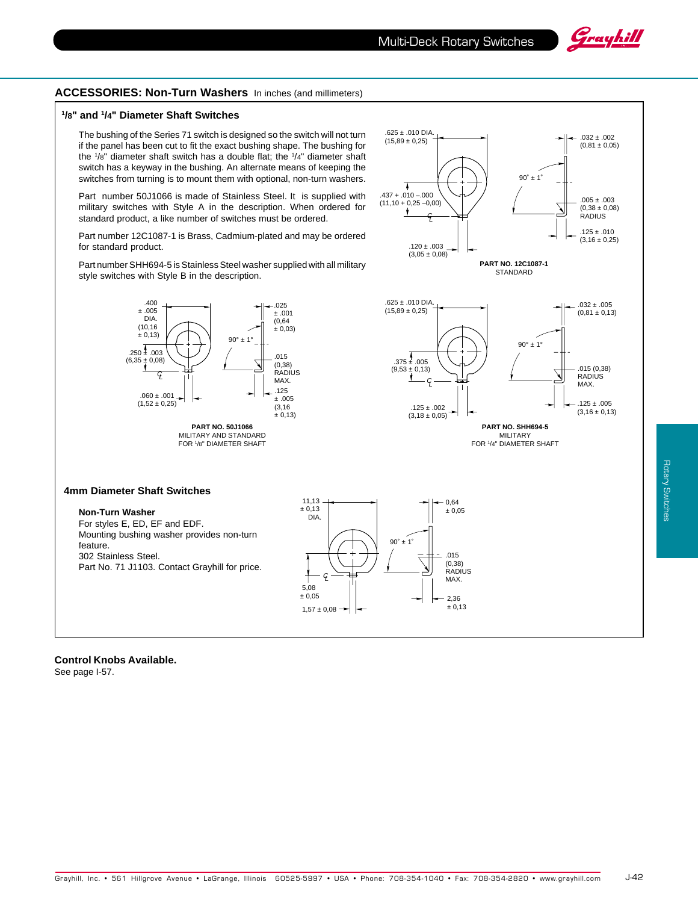## ACCESSORIES: Non-Turn Washers In inches (and millimeters)

### 1/8" and 1/4" Diameter Shaft Switches

The bushing of the Series 71 switch is designed so the switch will not turn if the panel has been cut to fit the exact bushing shape. The bushing for the 1/8" diameter shaft switch has a double flat; the 1/4" diameter shaft switch has a keyway in the bushing. An alternate means of keeping the switches from turning is to mount them with optional, non-turn washers.

Part number 50J1066 is made of Stainless Steel. It is supplied with military switches with Style A in the description. When ordered for standard product, a like number of switches must be ordered.

Part number 12C1087-1 is Brass, Cadmium-plated and may be ordered for standard product.

Part number SHH694-5 is Stainless Steel washer supplied with all military style switches with Style B in the description.

.625 ± .010 DIA. (15,89 ± 0,25)
.032 ± .002 (0,81 ± 0,05)
90˚ ± 1˚
.437 + .010 –.000 (11,10 + 0,25 –0,00)
.005 ± .003 (0,38 ± 0,08) RADIUS
.125 ± .010 (3,16 ± 0,25)
.120 ± .003 (3,05 ± 0,08)

**PART NO. 12C1087-1**
STANDARD

.400 ± .005 DIA. (10,16 ± 0,13)
.025 ± .001 (0,64 ± 0,03)
90° ± 1°
.250 ± .003 (6,35 ± 0,08)
.015 (0,38) RADIUS MAX.
.125 ± .005 (3,16 ± 0,13)
.060 ± .001 (1,52 ± 0,25)

**PART NO. 50J1066**
MILITARY AND STANDARD
FOR 1/8" DIAMETER SHAFT

.625 ± .010 DIA. (15,89 ± 0,25)
.032 ± .005 (0,81 ± 0,13)
90° ± 1°
.375 ± .005 (9,53 ± 0,13)
.015 (0,38) RADIUS MAX.
.125 ± .005 (3,16 ± 0,13)
.125 ± .002 (3,18 ± 0,05)

**PART NO. SHH694-5**
MILITARY
FOR 1/4" DIAMETER SHAFT

### 4mm Diameter Shaft Switches

**Non-Turn Washer**
For styles E, ED, EF and EDF.
Mounting bushing washer provides non-turn feature.
302 Stainless Steel.
Part No. 71 J1103. Contact Grayhill for price.

11,13 ± 0,13 DIA.
0,64 ± 0,05
90˚ ± 1˚
.015 (0,38) RADIUS MAX.
5,08 ± 0,05
2,36 ± 0,13
1,57 ± 0,08

**Control Knobs Available.**
See page I-57.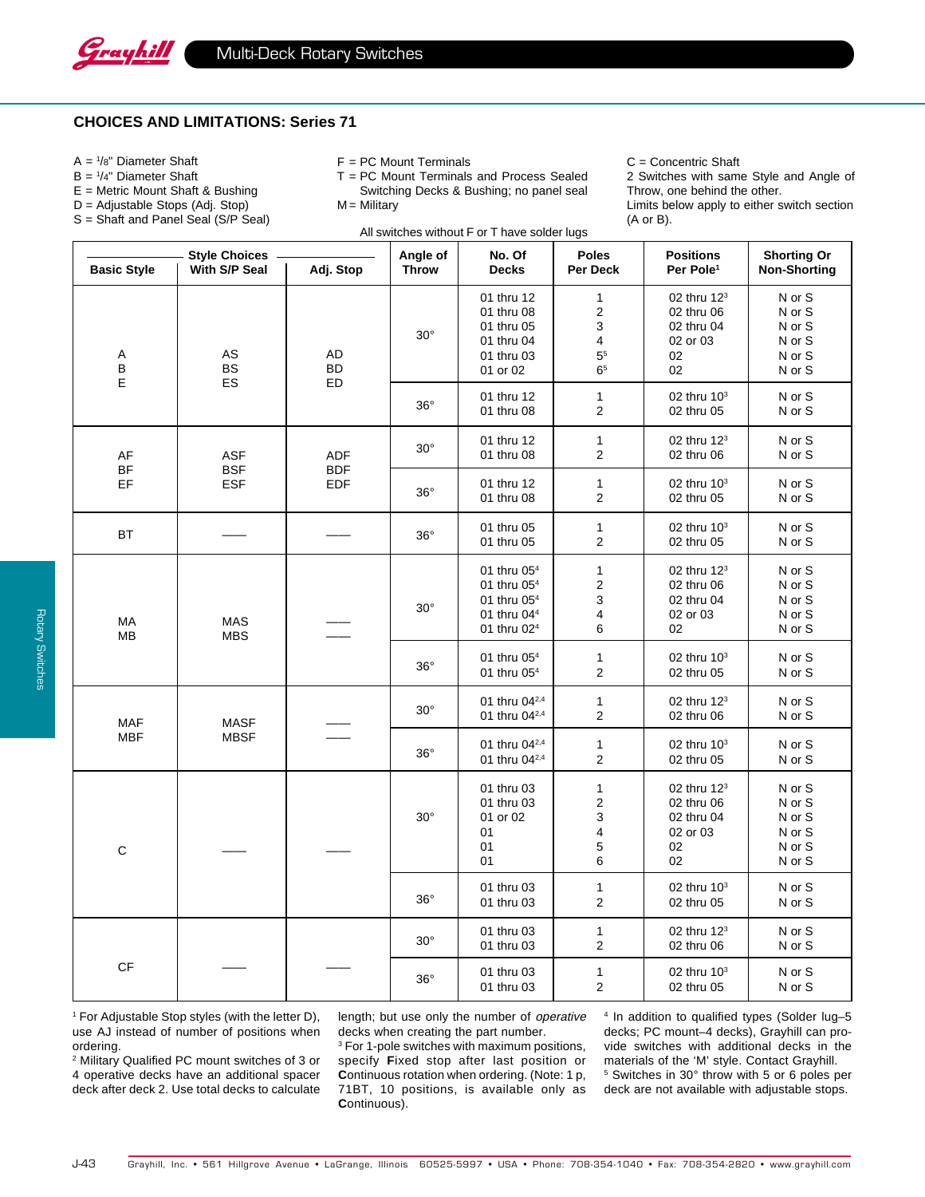## CHOICES AND LIMITATIONS: Series 71

A = 1/8" Diameter Shaft
B = 1/4" Diameter Shaft
E = Metric Mount Shaft & Bushing
D = Adjustable Stops (Adj. Stop)
S = Shaft and Panel Seal (S/P Seal)

F = PC Mount Terminals
T = PC Mount Terminals and Process Sealed Switching Decks & Bushing; no panel seal
M = Military

All switches without F or T have solder lugs

C = Concentric Shaft
2 Switches with same Style and Angle of Throw, one behind the other.
Limits below apply to either switch section (A or B).

| Basic Style | Style Choices With S/P Seal | Style Choices Adj. Stop | Angle of Throw | No. Of Decks | Poles Per Deck | Positions Per Pole[1] | Shorting Or Non-Shorting |
|---|---|---|---|---|---|---|---|
| A<br>B<br>E | AS<br>BS<br>ES | AD<br>BD<br>ED | 30° | 01 thru 12<br>01 thru 08<br>01 thru 05<br>01 thru 04<br>01 thru 03<br>01 or 02 | 1<br>2<br>3<br>4<br>5[5]<br>6[5] | 02 thru 12[3]<br>02 thru 06<br>02 thru 04<br>02 or 03<br>02<br>02 | N or S<br>N or S<br>N or S<br>N or S<br>N or S<br>N or S |
| | | | 36° | 01 thru 12<br>01 thru 08 | 1<br>2 | 02 thru 10[3]<br>02 thru 05 | N or S<br>N or S |
| AF<br>BF<br>EF | ASF<br>BSF<br>ESF | ADF<br>BDF<br>EDF | 30° | 01 thru 12<br>01 thru 08 | 1<br>2 | 02 thru 12[3]<br>02 thru 06 | N or S<br>N or S |
| | | | 36° | 01 thru 12<br>01 thru 08 | 1<br>2 | 02 thru 10[3]<br>02 thru 05 | N or S<br>N or S |
| BT | —— | —— | 36° | 01 thru 05<br>01 thru 05 | 1<br>2 | 02 thru 10[3]<br>02 thru 05 | N or S<br>N or S |
| MA<br>MB | MAS<br>MBS | ——<br>—— | 30° | 01 thru 05[4]<br>01 thru 05[4]<br>01 thru 05[4]<br>01 thru 04[4]<br>01 thru 02[4] | 1<br>2<br>3<br>4<br>6 | 02 thru 12[3]<br>02 thru 06<br>02 thru 04<br>02 or 03<br>02 | N or S<br>N or S<br>N or S<br>N or S<br>N or S |
| | | | 36° | 01 thru 05[4]<br>01 thru 05[4] | 1<br>2 | 02 thru 10[3]<br>02 thru 05 | N or S<br>N or S |
| MAF<br>MBF | MASF<br>MBSF | ——<br>—— | 30° | 01 thru 04[2,4]<br>01 thru 04[2,4] | 1<br>2 | 02 thru 12[3]<br>02 thru 06 | N or S<br>N or S |
| | | | 36° | 01 thru 04[2,4]<br>01 thru 04[2,4] | 1<br>2 | 02 thru 10[3]<br>02 thru 05 | N or S<br>N or S |
| C | —— | —— | 30° | 01 thru 03<br>01 thru 03<br>01 or 02<br>01<br>01<br>01 | 1<br>2<br>3<br>4<br>5<br>6 | 02 thru 12[3]<br>02 thru 06<br>02 thru 04<br>02 or 03<br>02<br>02 | N or S<br>N or S<br>N or S<br>N or S<br>N or S<br>N or S |
| | | | 36° | 01 thru 03<br>01 thru 03 | 1<br>2 | 02 thru 10[3]<br>02 thru 05 | N or S<br>N or S |
| CF | —— | —— | 30° | 01 thru 03<br>01 thru 03 | 1<br>2 | 02 thru 12[3]<br>02 thru 06 | N or S<br>N or S |
| | | | 36° | 01 thru 03<br>01 thru 03 | 1<br>2 | 02 thru 10[3]<br>02 thru 05 | N or S<br>N or S |

[1] For Adjustable Stop styles (with the letter D), use AJ instead of number of positions when ordering.

[2] Military Qualified PC mount switches of 3 or 4 operative decks have an additional spacer deck after deck 2. Use total decks to calculate length; but use only the number of *operative* decks when creating the part number.

[3] For 1-pole switches with maximum positions, specify **F**ixed stop after last position or **C**ontinuous rotation when ordering. (Note: 1 p, 71BT, 10 positions, is available only as **C**ontinuous).

[4] In addition to qualified types (Solder lug–5 decks; PC mount–4 decks), Grayhill can provide switches with additional decks in the materials of the 'M' style. Contact Grayhill.

[5] Switches in 30° throw with 5 or 6 poles per deck are not available with adjustable stops.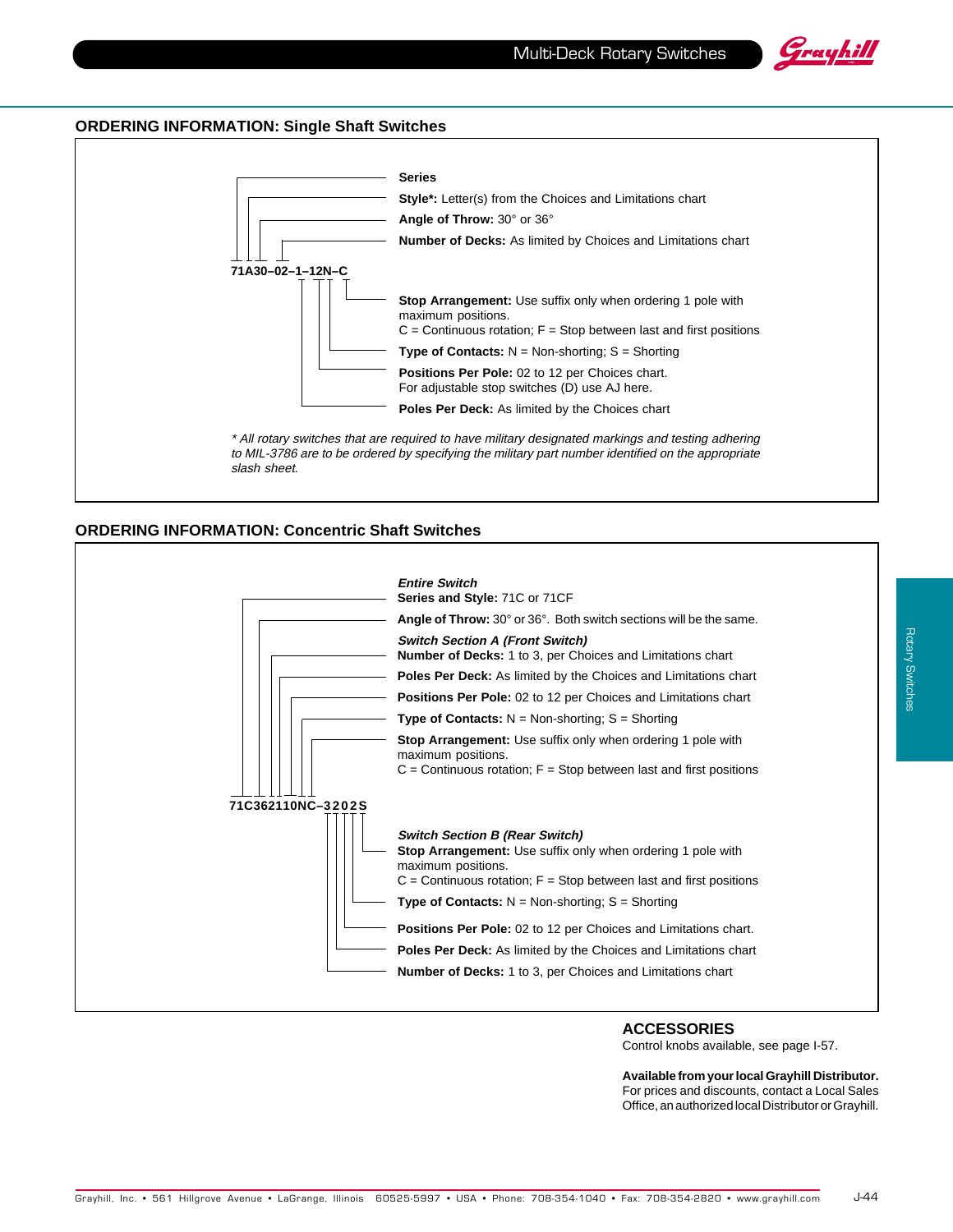## ORDERING INFORMATION: Single Shaft Switches

**71A30–02–1–12N–C**

- **Series**
- **Style*:** Letter(s) from the Choices and Limitations chart
- **Angle of Throw:** 30° or 36°
- **Number of Decks:** As limited by Choices and Limitations chart
- **Stop Arrangement:** Use suffix only when ordering 1 pole with maximum positions.
  C = Continuous rotation; F = Stop between last and first positions
- **Type of Contacts:** N = Non-shorting; S = Shorting
- **Positions Per Pole:** 02 to 12 per Choices chart.
  For adjustable stop switches (D) use AJ here.
- **Poles Per Deck:** As limited by the Choices chart

*\* All rotary switches that are required to have military designated markings and testing adhering to MIL-3786 are to be ordered by specifying the military part number identified on the appropriate slash sheet.*

## ORDERING INFORMATION: Concentric Shaft Switches

**71C362110NC–3202S**

***Entire Switch***

- **Series and Style:** 71C or 71CF
- **Angle of Throw:** 30° or 36°. Both switch sections will be the same.

***Switch Section A (Front Switch)***

- **Number of Decks:** 1 to 3, per Choices and Limitations chart
- **Poles Per Deck:** As limited by the Choices and Limitations chart
- **Positions Per Pole:** 02 to 12 per Choices and Limitations chart
- **Type of Contacts:** N = Non-shorting; S = Shorting
- **Stop Arrangement:** Use suffix only when ordering 1 pole with maximum positions.
  C = Continuous rotation; F = Stop between last and first positions

***Switch Section B (Rear Switch)***

- **Stop Arrangement:** Use suffix only when ordering 1 pole with maximum positions.
  C = Continuous rotation; F = Stop between last and first positions
- **Type of Contacts:** N = Non-shorting; S = Shorting
- **Positions Per Pole:** 02 to 12 per Choices and Limitations chart.
- **Poles Per Deck:** As limited by the Choices and Limitations chart
- **Number of Decks:** 1 to 3, per Choices and Limitations chart

## ACCESSORIES

Control knobs available, see page I-57.

**Available from your local Grayhill Distributor.**
For prices and discounts, contact a Local Sales Office, an authorized local Distributor or Grayhill.